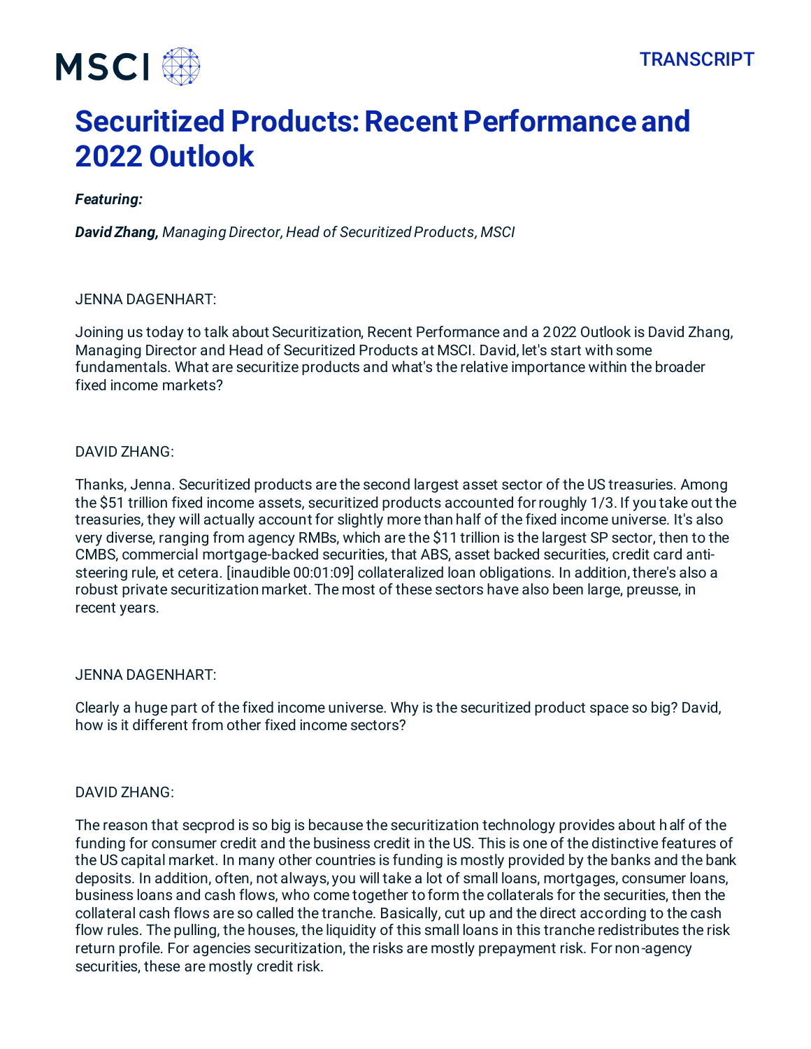# Securitized Products: Recent Performance and 2022 Outlook

***Featuring:***

***David Zhang,*** *Managing Director, Head of Securitized Products, MSCI*

JENNA DAGENHART:

Joining us today to talk about Securitization, Recent Performance and a 2022 Outlook is David Zhang, Managing Director and Head of Securitized Products at MSCI. David, let's start with some fundamentals. What are securitize products and what's the relative importance within the broader fixed income markets?

DAVID ZHANG:

Thanks, Jenna. Securitized products are the second largest asset sector of the US treasuries. Among the $51 trillion fixed income assets, securitized products accounted for roughly 1/3. If you take out the treasuries, they will actually account for slightly more than half of the fixed income universe. It's also very diverse, ranging from agency RMBs, which are the $11 trillion is the largest SP sector, then to the CMBS, commercial mortgage-backed securities, that ABS, asset backed securities, credit card anti-steering rule, et cetera. [inaudible 00:01:09] collateralized loan obligations. In addition, there's also a robust private securitization market. The most of these sectors have also been large, preusse, in recent years.

JENNA DAGENHART:

Clearly a huge part of the fixed income universe. Why is the securitized product space so big? David, how is it different from other fixed income sectors?

DAVID ZHANG:

The reason that secprod is so big is because the securitization technology provides about half of the funding for consumer credit and the business credit in the US. This is one of the distinctive features of the US capital market. In many other countries is funding is mostly provided by the banks and the bank deposits. In addition, often, not always, you will take a lot of small loans, mortgages, consumer loans, business loans and cash flows, who come together to form the collaterals for the securities, then the collateral cash flows are so called the tranche. Basically, cut up and the direct according to the cash flow rules. The pulling, the houses, the liquidity of this small loans in this tranche redistributes the risk return profile. For agencies securitization, the risks are mostly prepayment risk. For non-agency securities, these are mostly credit risk.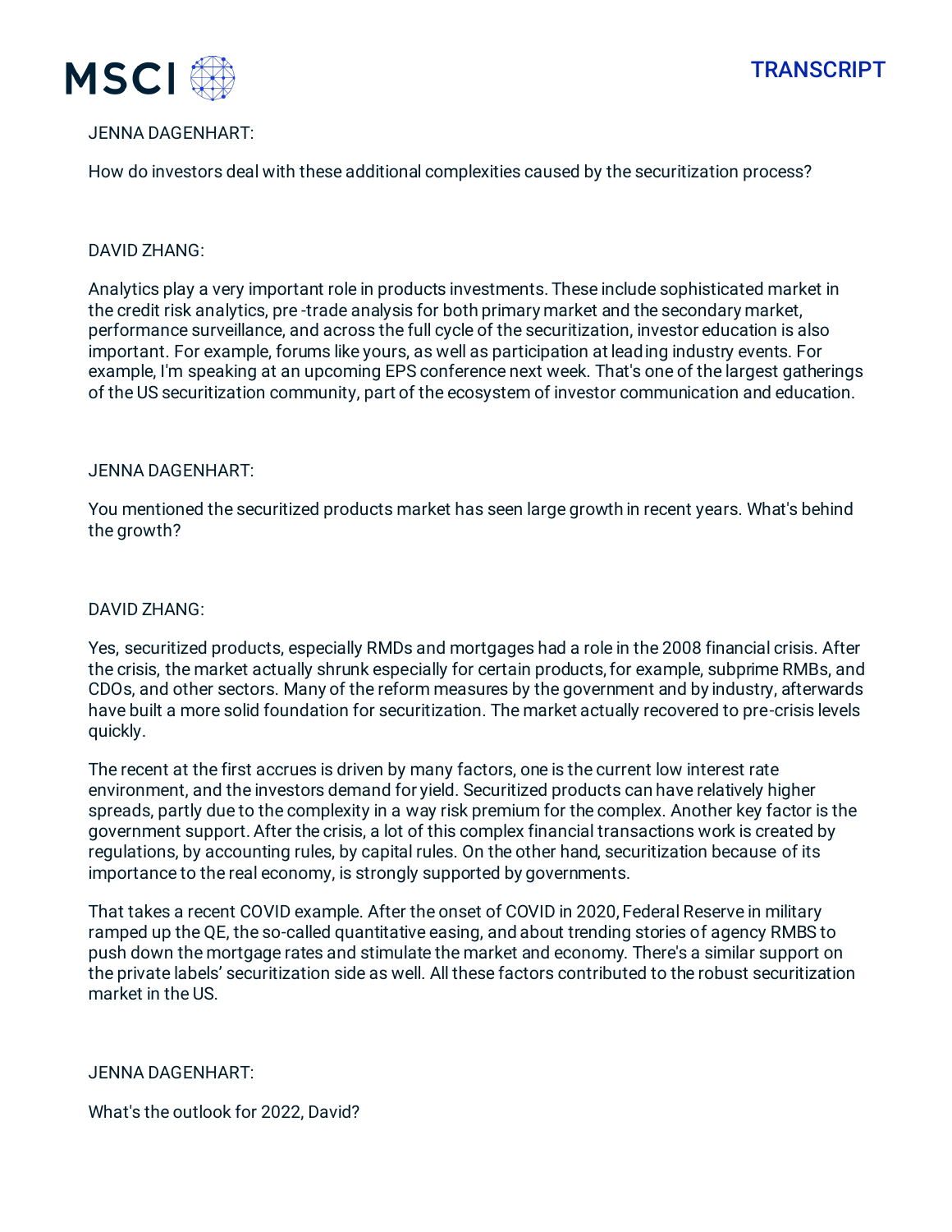JENNA DAGENHART:

How do investors deal with these additional complexities caused by the securitization process?

DAVID ZHANG:

Analytics play a very important role in products investments. These include sophisticated market in the credit risk analytics, pre -trade analysis for both primary market and the secondary market, performance surveillance, and across the full cycle of the securitization, investor education is also important. For example, forums like yours, as well as participation at leading industry events. For example, I'm speaking at an upcoming EPS conference next week. That's one of the largest gatherings of the US securitization community, part of the ecosystem of investor communication and education.

JENNA DAGENHART:

You mentioned the securitized products market has seen large growth in recent years. What's behind the growth?

DAVID ZHANG:

Yes, securitized products, especially RMDs and mortgages had a role in the 2008 financial crisis. After the crisis, the market actually shrunk especially for certain products, for example, subprime RMBs, and CDOs, and other sectors. Many of the reform measures by the government and by industry, afterwards have built a more solid foundation for securitization. The market actually recovered to pre-crisis levels quickly.

The recent at the first accrues is driven by many factors, one is the current low interest rate environment, and the investors demand for yield. Securitized products can have relatively higher spreads, partly due to the complexity in a way risk premium for the complex. Another key factor is the government support. After the crisis, a lot of this complex financial transactions work is created by regulations, by accounting rules, by capital rules. On the other hand, securitization because of its importance to the real economy, is strongly supported by governments.

That takes a recent COVID example. After the onset of COVID in 2020, Federal Reserve in military ramped up the QE, the so-called quantitative easing, and about trending stories of agency RMBS to push down the mortgage rates and stimulate the market and economy. There's a similar support on the private labels' securitization side as well. All these factors contributed to the robust securitization market in the US.

JENNA DAGENHART:

What's the outlook for 2022, David?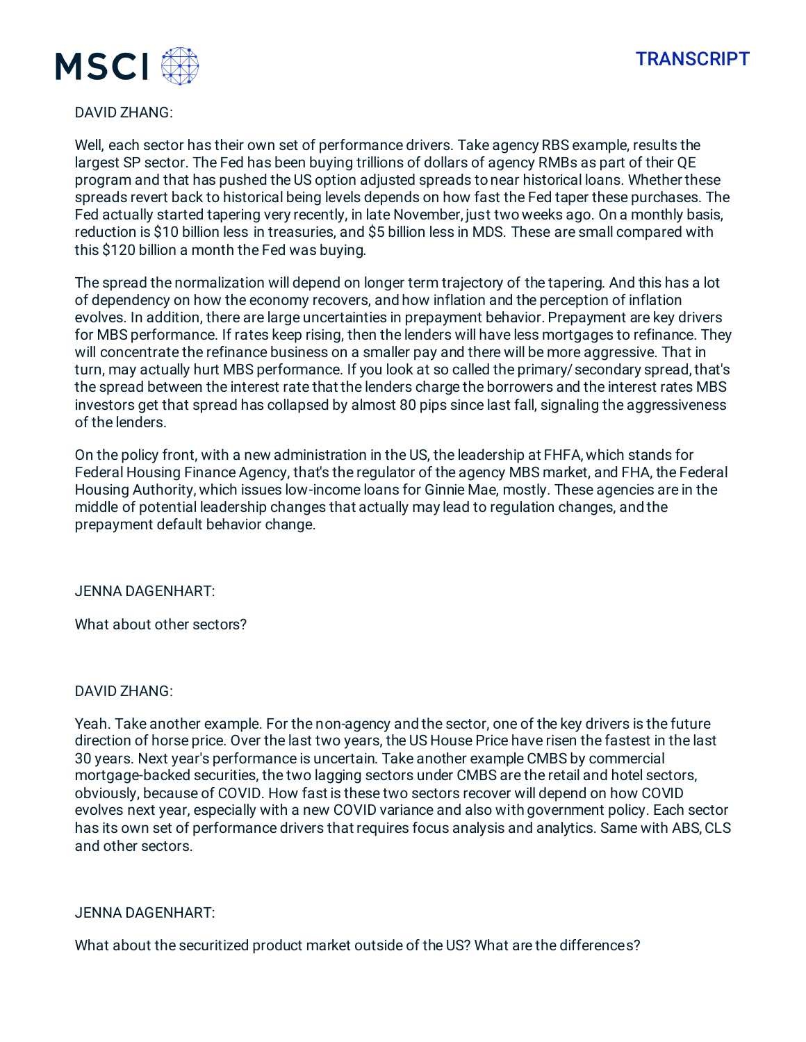DAVID ZHANG:

Well, each sector has their own set of performance drivers. Take agency RBS example, results the largest SP sector. The Fed has been buying trillions of dollars of agency RMBs as part of their QE program and that has pushed the US option adjusted spreads to near historical loans. Whether these spreads revert back to historical being levels depends on how fast the Fed taper these purchases. The Fed actually started tapering very recently, in late November, just two weeks ago. On a monthly basis, reduction is $10 billion less in treasuries, and $5 billion less in MDS. These are small compared with this $120 billion a month the Fed was buying.

The spread the normalization will depend on longer term trajectory of the tapering. And this has a lot of dependency on how the economy recovers, and how inflation and the perception of inflation evolves. In addition, there are large uncertainties in prepayment behavior. Prepayment are key drivers for MBS performance. If rates keep rising, then the lenders will have less mortgages to refinance. They will concentrate the refinance business on a smaller pay and there will be more aggressive. That in turn, may actually hurt MBS performance. If you look at so called the primary/ secondary spread, that's the spread between the interest rate that the lenders charge the borrowers and the interest rates MBS investors get that spread has collapsed by almost 80 pips since last fall, signaling the aggressiveness of the lenders.

On the policy front, with a new administration in the US, the leadership at FHFA, which stands for Federal Housing Finance Agency, that's the regulator of the agency MBS market, and FHA, the Federal Housing Authority, which issues low-income loans for Ginnie Mae, mostly. These agencies are in the middle of potential leadership changes that actually may lead to regulation changes, and the prepayment default behavior change.

JENNA DAGENHART:

What about other sectors?

DAVID ZHANG:

Yeah. Take another example. For the non-agency and the sector, one of the key drivers is the future direction of horse price. Over the last two years, the US House Price have risen the fastest in the last 30 years. Next year's performance is uncertain. Take another example CMBS by commercial mortgage-backed securities, the two lagging sectors under CMBS are the retail and hotel sectors, obviously, because of COVID. How fast is these two sectors recover will depend on how COVID evolves next year, especially with a new COVID variance and also with government policy. Each sector has its own set of performance drivers that requires focus analysis and analytics. Same with ABS, CLS and other sectors.

JENNA DAGENHART:

What about the securitized product market outside of the US? What are the differences?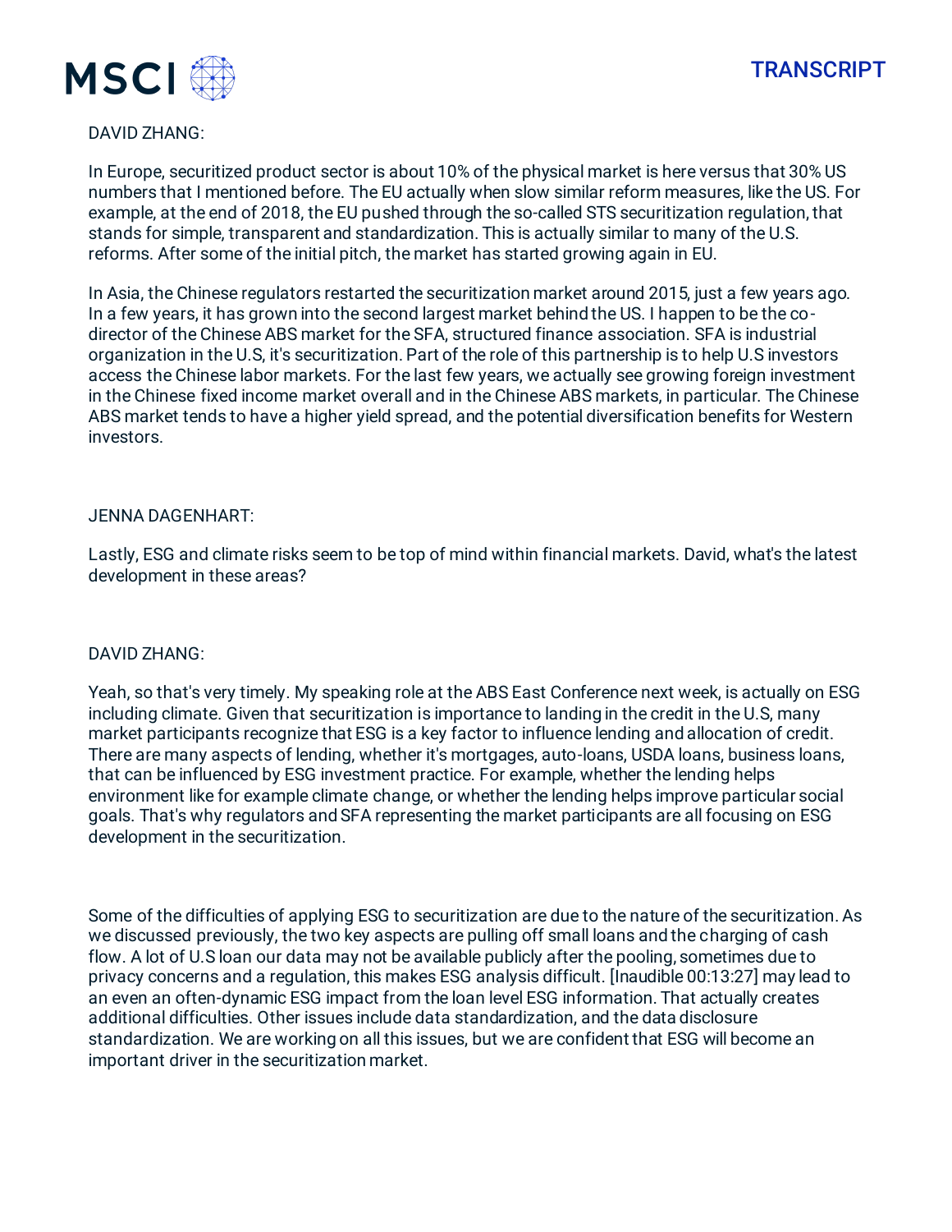DAVID ZHANG:

In Europe, securitized product sector is about 10% of the physical market is here versus that 30% US numbers that I mentioned before. The EU actually when slow similar reform measures, like the US. For example, at the end of 2018, the EU pushed through the so-called STS securitization regulation, that stands for simple, transparent and standardization. This is actually similar to many of the U.S. reforms. After some of the initial pitch, the market has started growing again in EU.

In Asia, the Chinese regulators restarted the securitization market around 2015, just a few years ago. In a few years, it has grown into the second largest market behind the US. I happen to be the co-director of the Chinese ABS market for the SFA, structured finance association. SFA is industrial organization in the U.S, it's securitization. Part of the role of this partnership is to help U.S investors access the Chinese labor markets. For the last few years, we actually see growing foreign investment in the Chinese fixed income market overall and in the Chinese ABS markets, in particular. The Chinese ABS market tends to have a higher yield spread, and the potential diversification benefits for Western investors.

JENNA DAGENHART:

Lastly, ESG and climate risks seem to be top of mind within financial markets. David, what's the latest development in these areas?

DAVID ZHANG:

Yeah, so that's very timely. My speaking role at the ABS East Conference next week, is actually on ESG including climate. Given that securitization is importance to landing in the credit in the U.S, many market participants recognize that ESG is a key factor to influence lending and allocation of credit. There are many aspects of lending, whether it's mortgages, auto-loans, USDA loans, business loans, that can be influenced by ESG investment practice. For example, whether the lending helps environment like for example climate change, or whether the lending helps improve particular social goals. That's why regulators and SFA representing the market participants are all focusing on ESG development in the securitization.

Some of the difficulties of applying ESG to securitization are due to the nature of the securitization. As we discussed previously, the two key aspects are pulling off small loans and the charging of cash flow. A lot of U.S loan our data may not be available publicly after the pooling, sometimes due to privacy concerns and a regulation, this makes ESG analysis difficult. [Inaudible 00:13:27] may lead to an even an often-dynamic ESG impact from the loan level ESG information. That actually creates additional difficulties. Other issues include data standardization, and the data disclosure standardization. We are working on all this issues, but we are confident that ESG will become an important driver in the securitization market.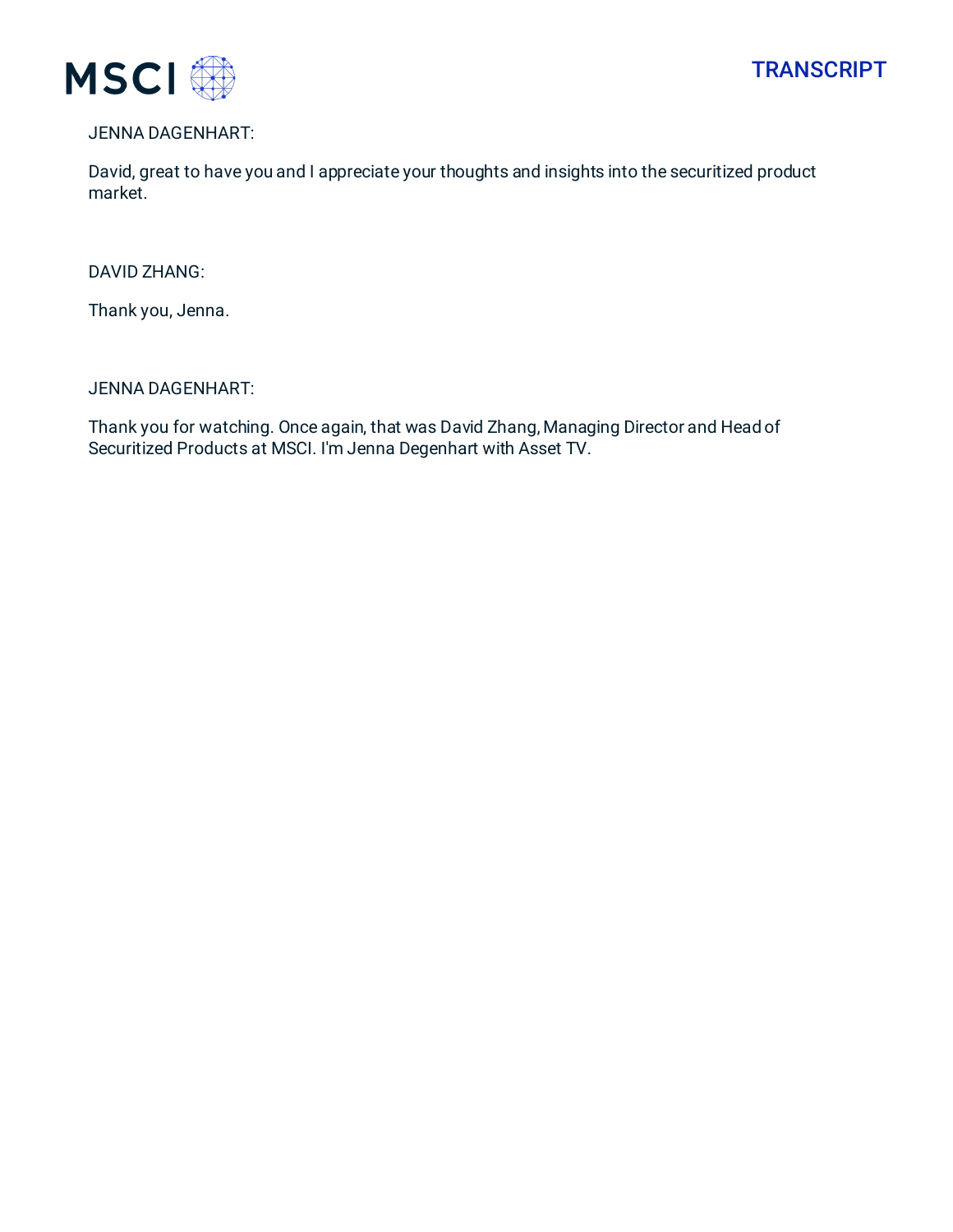JENNA DAGENHART:

David, great to have you and I appreciate your thoughts and insights into the securitized product market.

DAVID ZHANG:

Thank you, Jenna.

JENNA DAGENHART:

Thank you for watching. Once again, that was David Zhang, Managing Director and Head of Securitized Products at MSCI. I'm Jenna Degenhart with Asset TV.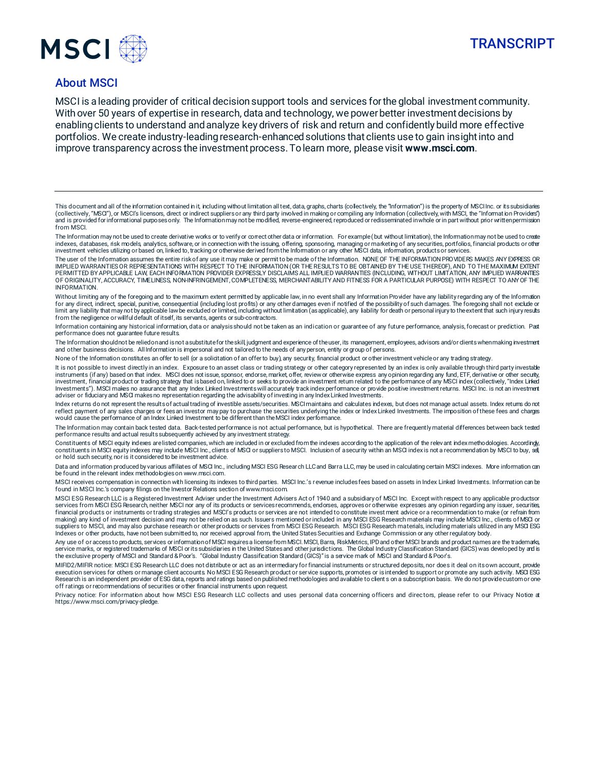## About MSCI

MSCI is a leading provider of critical decision support tools and services for the global investment community. With over 50 years of expertise in research, data and technology, we power better investment decisions by enabling clients to understand and analyze key drivers of risk and return and confidently build more effective portfolios. We create industry-leading research-enhanced solutions that clients use to gain insight into and improve transparency across the investment process. To learn more, please visit **www.msci.com**.

---

This document and all of the information contained in it, including without limitation all text, data, graphs, charts (collectively, the "Information") is the property of MSCI Inc. or its subsidiaries (collectively, "MSCI"), or MSCI's licensors, direct or indirect suppliers or any third party involved in making or compiling any Information (collectively, with MSCI, the "Information Providers") and is provided for informational purposes only. The Information may not be modified, reverse-engineered, reproduced or redisseminated in whole or in part without prior written permission from MSCI.

The Information may not be used to create derivative works or to verify or correct other data or information. For example (but without limitation), the Information may not be used to create indexes, databases, risk models, analytics, software, or in connection with the issuing, offering, sponsoring, managing or marketing of any securities, portfolios, financial products or other investment vehicles utilizing or based on, linked to, tracking or otherwise derived from the Information or any other MSCI data, information, products or services.

The user of the Information assumes the entire risk of any use it may make or permit to be made of the Information. NONE OF THE INFORMATION PROVIDERS MAKES ANY EXPRESS OR IMPLIED WARRANTIES OR REPRESENTATIONS WITH RESPECT TO THE INFORMATION (OR THE RESULTS TO BE OBTAINED BY THE USE THEREOF), AND TO THE MAXIMUM EXTENT PERMITTED BY APPLICABLE LAW, EACH INFORMATION PROVIDER EXPRESSLY DISCLAIMS ALL IMPLIED WARRANTIES (INCLUDING, WITHOUT LIMITATION, ANY IMPLIED WARRANTIES OF ORIGINALITY, ACCURACY, TIMELINESS, NON-INFRINGEMENT, COMPLETENESS, MERCHANTABILITY AND FITNESS FOR A PARTICULAR PURPOSE) WITH RESPECT TO ANY OF THE INFORMATION.

Without limiting any of the foregoing and to the maximum extent permitted by applicable law, in no event shall any Information Provider have any liability regarding any of the Information for any direct, indirect, special, punitive, consequential (including lost profits) or any other damages even if notified of the possibility of such damages. The foregoing shall not exclude or limit any liability that may not by applicable law be excluded or limited, including without limitation (as applicable), any liability for death or personal injury to the extent that such injury results from the negligence or willful default of itself, its servants, agents or sub-contractors.

Information containing any historical information, data or analysis should not be taken as an indication or guarantee of any future performance, analysis, forecast or prediction. Past performance does not guarantee future results.

The Information should not be relied on and is not a substitute for the skill, judgment and experience of the user, its management, employees, advisors and/or clients when making investment and other business decisions. All Information is impersonal and not tailored to the needs of any person, entity or group of persons.

None of the Information constitutes an offer to sell (or a solicitation of an offer to buy), any security, financial product or other investment vehicle or any trading strategy.

It is not possible to invest directly in an index. Exposure to an asset class or trading strategy or other category represented by an index is only available through third party investable instruments (if any) based on that index. MSCI does not issue, sponsor, endorse, market, offer, review or otherwise express any opinion regarding any fund, ETF, derivative or other security, investment, financial product or trading strategy that is based on, linked to or seeks to provide an investment return related to the performance of any MSCI index (collectively, "Index Linked Investments"). MSCI makes no assurance that any Index Linked Investments will accurately track index performance or provide positive investment returns. MSCI Inc. is not an investment adviser or fiduciary and MSCI makes no representation regarding the advisability of investing in any Index Linked Investments.

Index returns do not represent the results of actual trading of investible assets/securities. MSCI maintains and calculates indexes, but does not manage actual assets. Index returns do not reflect payment of any sales charges or fees an investor may pay to purchase the securities underlying the index or Index Linked Investments. The imposition of these fees and charges would cause the performance of an Index Linked Investment to be different than the MSCI index performance.

The Information may contain back tested data. Back-tested performance is not actual performance, but is hypothetical. There are frequently material differences between back tested performance results and actual results subsequently achieved by any investment strategy.

Constituents of MSCI equity indexes are listed companies, which are included in or excluded from the indexes according to the application of the relevant index methodologies. Accordingly, constituents in MSCI equity indexes may include MSCI Inc., clients of MSCI or suppliers to MSCI. Inclusion of a security within an MSCI index is not a recommendation by MSCI to buy, sell, or hold such security, nor is it considered to be investment advice.

Data and information produced by various affiliates of MSCI Inc., including MSCI ESG Research LLC and Barra LLC, may be used in calculating certain MSCI indexes. More information can be found in the relevant index methodologies on www.msci.com.

MSCI receives compensation in connection with licensing its indexes to third parties. MSCI Inc.'s revenue includes fees based on assets in Index Linked Investments. Information can be found in MSCI Inc.'s company filings on the Investor Relations section of www.msci.com.

MSCI ESG Research LLC is a Registered Investment Adviser under the Investment Advisers Act of 1940 and a subsidiary of MSCI Inc. Except with respect to any applicable products or services from MSCI ESG Research, neither MSCI nor any of its products or services recommends, endorses, approves or otherwise expresses any opinion regarding any issuer, securities, financial products or instruments or trading strategies and MSCI's products or services are not intended to constitute investment advice or a recommendation to make (or refrain from making) any kind of investment decision and may not be relied on as such. Issuers mentioned or included in any MSCI ESG Research materials may include MSCI Inc., clients of MSCI or suppliers to MSCI, and may also purchase research or other products or services from MSCI ESG Research. MSCI ESG Research materials, including materials utilized in any MSCI ESG Indexes or other products, have not been submitted to, nor received approval from, the United States Securities and Exchange Commission or any other regulatory body.

Any use of or access to products, services or information of MSCI requires a license from MSCI. MSCI, Barra, RiskMetrics, IPD and other MSCI brands and product names are the trademarks, service marks, or registered trademarks of MSCI or its subsidiaries in the United States and other jurisdictions. The Global Industry Classification Standard (GICS) was developed by and is the exclusive property of MSCI and Standard & Poor's. "Global Industry Classification Standard (GICS)" is a service mark of MSCI and Standard & Poor's.

MIFID2/MIFIR notice: MSCI ESG Research LLC does not distribute or act as an intermediary for financial instruments or structured deposits, nor does it deal on its own account, provide execution services for others or manage client accounts. No MSCI ESG Research product or service supports, promotes or is intended to support or promote any such activity. MSCI ESG Research is an independent provider of ESG data, reports and ratings based on published methodologies and available to clients on a subscription basis. We do not provide custom or one-off ratings or recommendations of securities or other financial instruments upon request.

Privacy notice: For information about how MSCI ESG Research LLC collects and uses personal data concerning officers and directors, please refer to our Privacy Notice at https://www.msci.com/privacy-pledge.